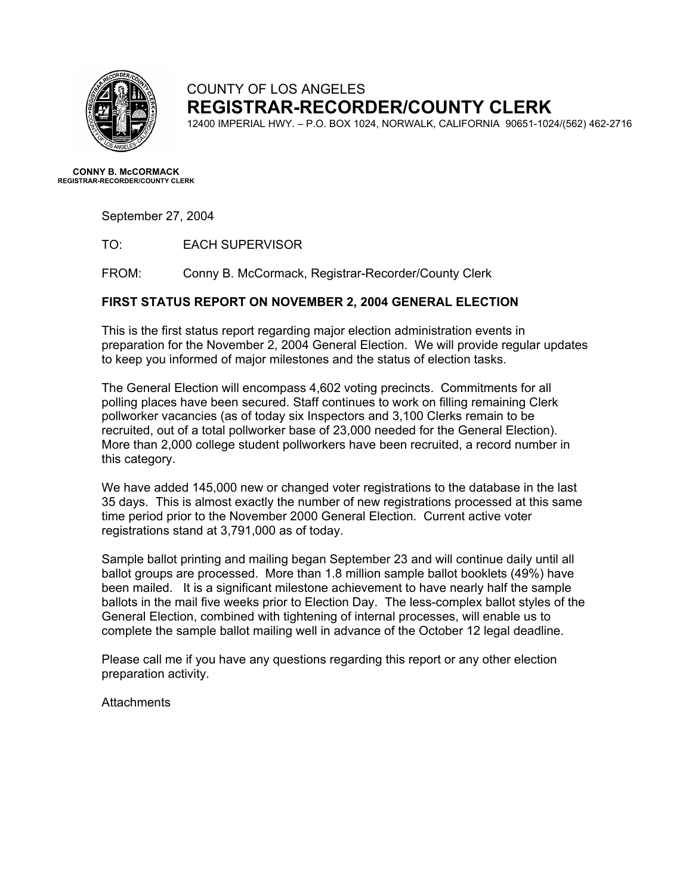COUNTY OF LOS ANGELES

# REGISTRAR-RECORDER/COUNTY CLERK

12400 IMPERIAL HWY. – P.O. BOX 1024, NORWALK, CALIFORNIA 90651-1024/(562) 462-2716

**CONNY B. McCORMACK**
**REGISTRAR-RECORDER/COUNTY CLERK**

September 27, 2004

TO: EACH SUPERVISOR

FROM: Conny B. McCormack, Registrar-Recorder/County Clerk

**FIRST STATUS REPORT ON NOVEMBER 2, 2004 GENERAL ELECTION**

This is the first status report regarding major election administration events in preparation for the November 2, 2004 General Election. We will provide regular updates to keep you informed of major milestones and the status of election tasks.

The General Election will encompass 4,602 voting precincts. Commitments for all polling places have been secured. Staff continues to work on filling remaining Clerk pollworker vacancies (as of today six Inspectors and 3,100 Clerks remain to be recruited, out of a total pollworker base of 23,000 needed for the General Election). More than 2,000 college student pollworkers have been recruited, a record number in this category.

We have added 145,000 new or changed voter registrations to the database in the last 35 days. This is almost exactly the number of new registrations processed at this same time period prior to the November 2000 General Election. Current active voter registrations stand at 3,791,000 as of today.

Sample ballot printing and mailing began September 23 and will continue daily until all ballot groups are processed. More than 1.8 million sample ballot booklets (49%) have been mailed. It is a significant milestone achievement to have nearly half the sample ballots in the mail five weeks prior to Election Day. The less-complex ballot styles of the General Election, combined with tightening of internal processes, will enable us to complete the sample ballot mailing well in advance of the October 12 legal deadline.

Please call me if you have any questions regarding this report or any other election preparation activity.

Attachments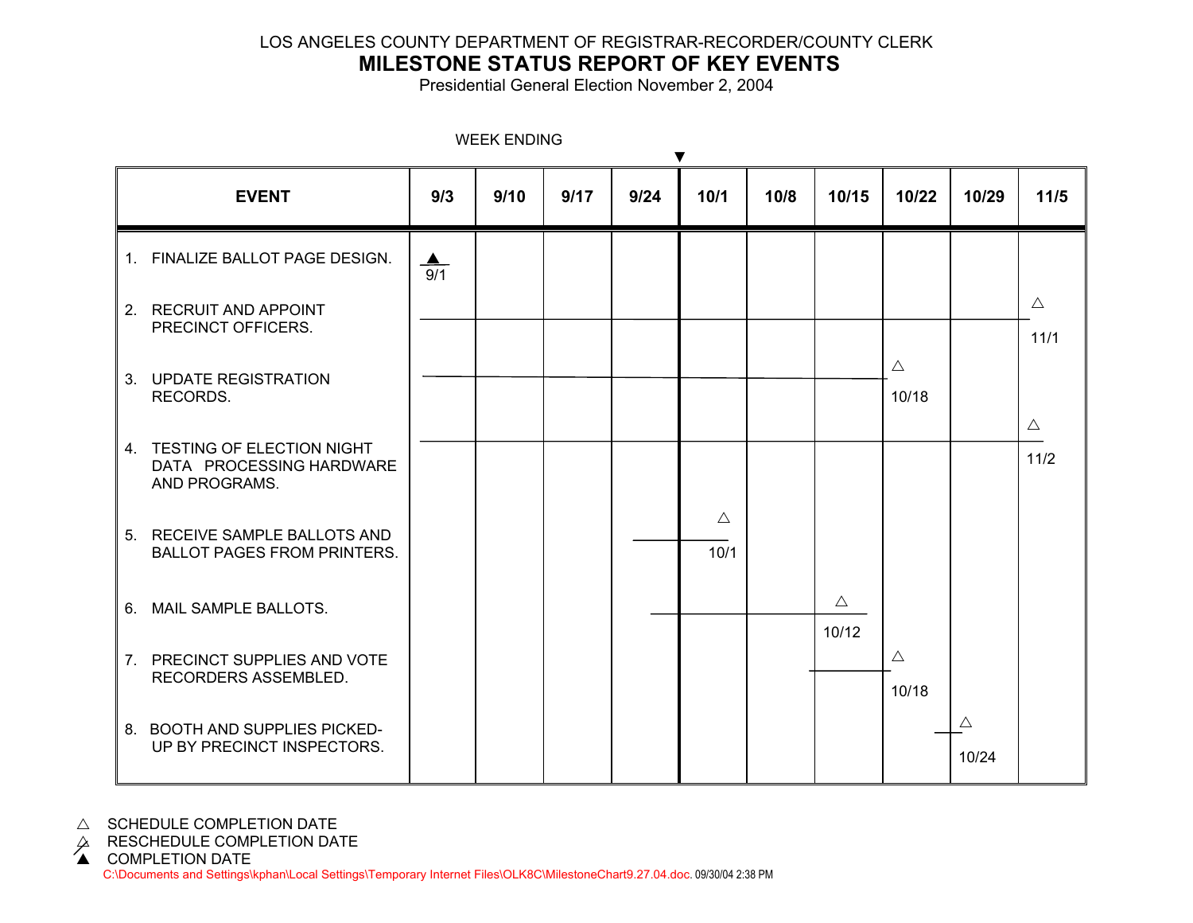LOS ANGELES COUNTY DEPARTMENT OF REGISTRAR-RECORDER/COUNTY CLERK

# MILESTONE STATUS REPORT OF KEY EVENTS

Presidential General Election November 2, 2004

WEEK ENDING

| EVENT | 9/3 | 9/10 | 9/17 | 9/24 | 10/1 | 10/8 | 10/15 | 10/22 | 10/29 | 11/5 |
|---|---|---|---|---|---|---|---|---|---|---|
| 1. FINALIZE BALLOT PAGE DESIGN. | ▲ 9/1 | | | | | | | | | |
| 2. RECRUIT AND APPOINT PRECINCT OFFICERS. | | | | | | | | | | △ 11/1 |
| 3. UPDATE REGISTRATION RECORDS. | | | | | | | | △ 10/18 | | |
| 4. TESTING OF ELECTION NIGHT DATA PROCESSING HARDWARE AND PROGRAMS. | | | | | | | | | | △ 11/2 |
| 5. RECEIVE SAMPLE BALLOTS AND BALLOT PAGES FROM PRINTERS. | | | | | △ 10/1 | | | | | |
| 6. MAIL SAMPLE BALLOTS. | | | | | | | △ 10/12 | | | |
| 7. PRECINCT SUPPLIES AND VOTE RECORDERS ASSEMBLED. | | | | | | | | △ 10/18 | | |
| 8. BOOTH AND SUPPLIES PICKED-UP BY PRECINCT INSPECTORS. | | | | | | | | | △ 10/24 | |

△ SCHEDULE COMPLETION DATE

△̸ RESCHEDULE COMPLETION DATE

▲ COMPLETION DATE

C:\Documents and Settings\kphan\Local Settings\Temporary Internet Files\OLK8C\MilestoneChart9.27.04.doc. 09/30/04 2:38 PM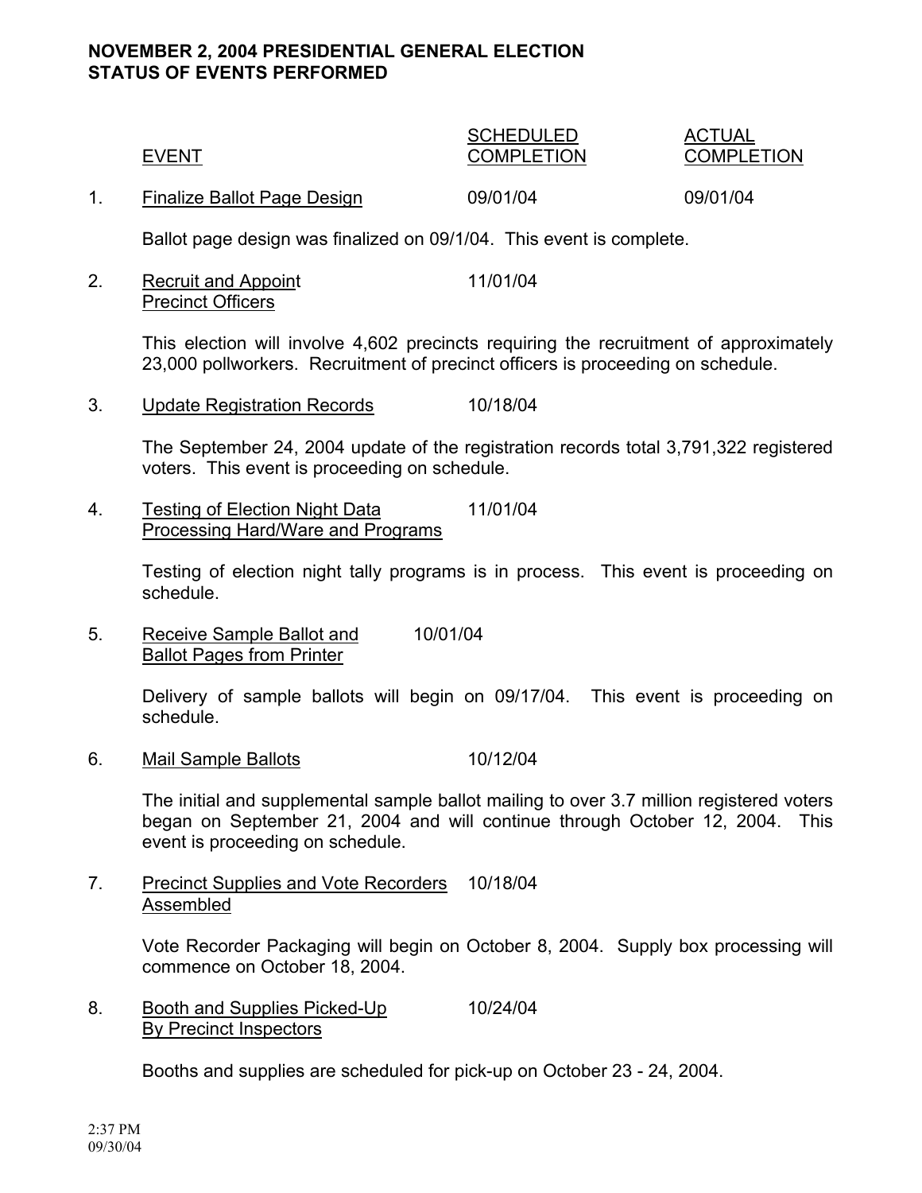**NOVEMBER 2, 2004 PRESIDENTIAL GENERAL ELECTION**
**STATUS OF EVENTS PERFORMED**

| | EVENT | SCHEDULED COMPLETION | ACTUAL COMPLETION |
|---|---|---|---|
| 1. | Finalize Ballot Page Design | 09/01/04 | 09/01/04 |

Ballot page design was finalized on 09/1/04. This event is complete.

| | | | |
|---|---|---|---|
| 2. | Recruit and Appoint Precinct Officers | 11/01/04 | |

This election will involve 4,602 precincts requiring the recruitment of approximately 23,000 pollworkers. Recruitment of precinct officers is proceeding on schedule.

| | | | |
|---|---|---|---|
| 3. | Update Registration Records | 10/18/04 | |

The September 24, 2004 update of the registration records total 3,791,322 registered voters. This event is proceeding on schedule.

| | | | |
|---|---|---|---|
| 4. | Testing of Election Night Data Processing Hard/Ware and Programs | 11/01/04 | |

Testing of election night tally programs is in process. This event is proceeding on schedule.

| | | | |
|---|---|---|---|
| 5. | Receive Sample Ballot and Ballot Pages from Printer | 10/01/04 | |

Delivery of sample ballots will begin on 09/17/04. This event is proceeding on schedule.

| | | | |
|---|---|---|---|
| 6. | Mail Sample Ballots | 10/12/04 | |

The initial and supplemental sample ballot mailing to over 3.7 million registered voters began on September 21, 2004 and will continue through October 12, 2004. This event is proceeding on schedule.

| | | | |
|---|---|---|---|
| 7. | Precinct Supplies and Vote Recorders Assembled | 10/18/04 | |

Vote Recorder Packaging will begin on October 8, 2004. Supply box processing will commence on October 18, 2004.

| | | | |
|---|---|---|---|
| 8. | Booth and Supplies Picked-Up By Precinct Inspectors | 10/24/04 | |

Booths and supplies are scheduled for pick-up on October 23 - 24, 2004.

2:37 PM
09/30/04